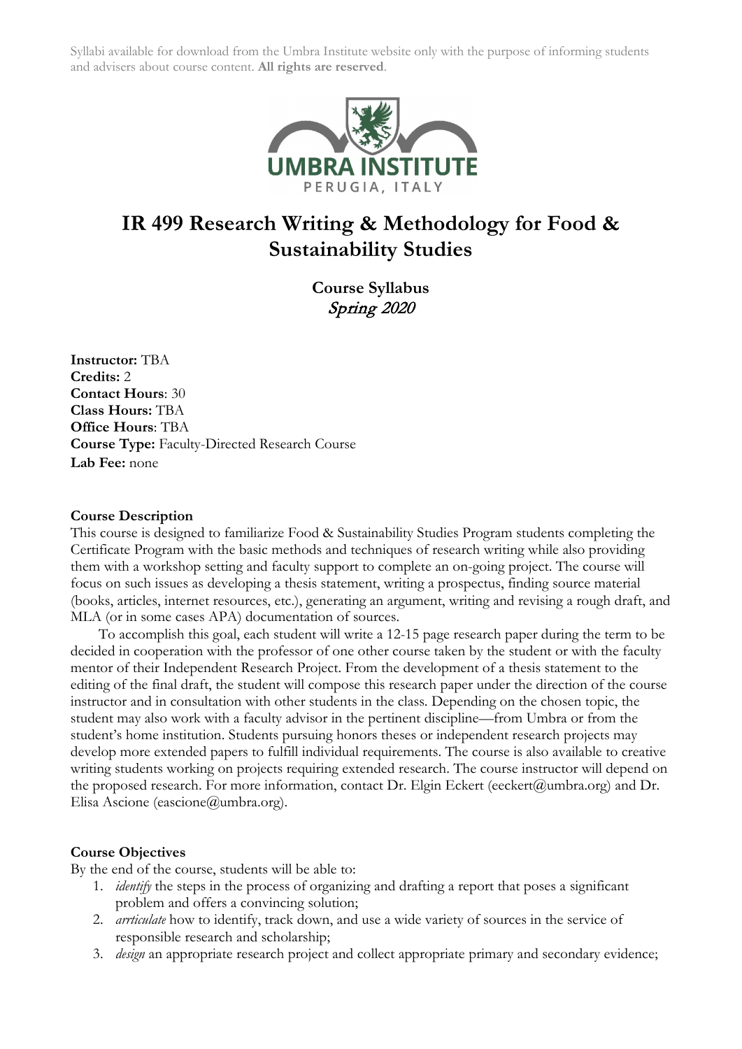Syllabi available for download from the Umbra Institute website only with the purpose of informing students and advisers about course content. **All rights are reserved**.

# IR 499 Research Writing & Methodology for Food & Sustainability Studies

**Course Syllabus**
*Spring 2020*

**Instructor:** TBA
**Credits:** 2
**Contact Hours**: 30
**Class Hours:** TBA
**Office Hours**: TBA
**Course Type:** Faculty-Directed Research Course
**Lab Fee:** none

**Course Description**

This course is designed to familiarize Food & Sustainability Studies Program students completing the Certificate Program with the basic methods and techniques of research writing while also providing them with a workshop setting and faculty support to complete an on-going project. The course will focus on such issues as developing a thesis statement, writing a prospectus, finding source material (books, articles, internet resources, etc.), generating an argument, writing and revising a rough draft, and MLA (or in some cases APA) documentation of sources.

To accomplish this goal, each student will write a 12-15 page research paper during the term to be decided in cooperation with the professor of one other course taken by the student or with the faculty mentor of their Independent Research Project. From the development of a thesis statement to the editing of the final draft, the student will compose this research paper under the direction of the course instructor and in consultation with other students in the class. Depending on the chosen topic, the student may also work with a faculty advisor in the pertinent discipline—from Umbra or from the student's home institution. Students pursuing honors theses or independent research projects may develop more extended papers to fulfill individual requirements. The course is also available to creative writing students working on projects requiring extended research. The course instructor will depend on the proposed research. For more information, contact Dr. Elgin Eckert (eeckert@umbra.org) and Dr. Elisa Ascione (eascione@umbra.org).

**Course Objectives**

By the end of the course, students will be able to:

1. *identify* the steps in the process of organizing and drafting a report that poses a significant problem and offers a convincing solution;
2. *arrticulate* how to identify, track down, and use a wide variety of sources in the service of responsible research and scholarship;
3. *design* an appropriate research project and collect appropriate primary and secondary evidence;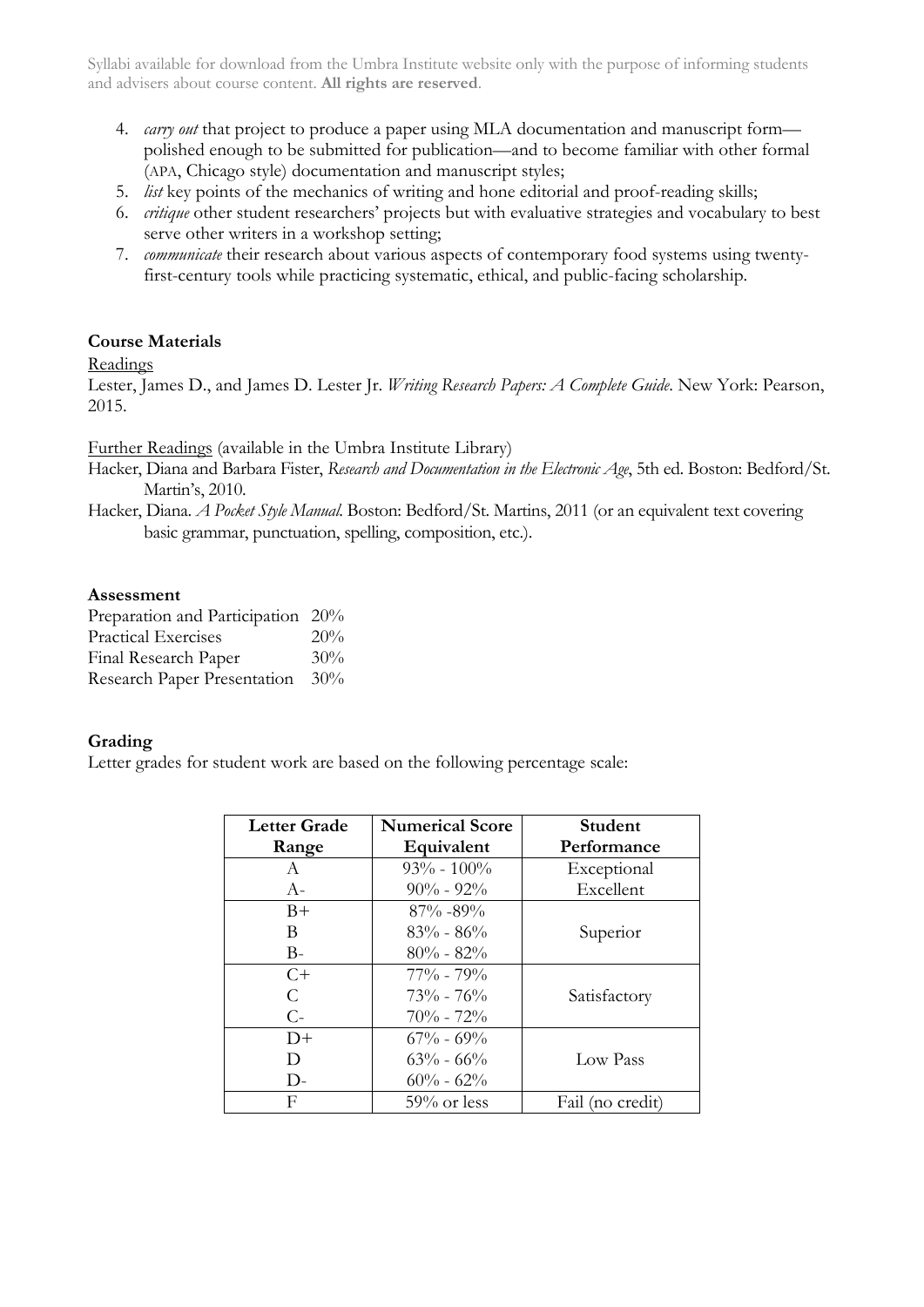4. *carry out* that project to produce a paper using MLA documentation and manuscript form—polished enough to be submitted for publication—and to become familiar with other formal (APA, Chicago style) documentation and manuscript styles;
5. *list* key points of the mechanics of writing and hone editorial and proof-reading skills;
6. *critique* other student researchers' projects but with evaluative strategies and vocabulary to best serve other writers in a workshop setting;
7. *communicate* their research about various aspects of contemporary food systems using twenty-first-century tools while practicing systematic, ethical, and public-facing scholarship.

**Course Materials**

Readings

Lester, James D., and James D. Lester Jr. *Writing Research Papers: A Complete Guide*. New York: Pearson, 2015.

Further Readings (available in the Umbra Institute Library)

Hacker, Diana and Barbara Fister, *Research and Documentation in the Electronic Age*, 5th ed. Boston: Bedford/St. Martin's, 2010.

Hacker, Diana. *A Pocket Style Manual*. Boston: Bedford/St. Martins, 2011 (or an equivalent text covering basic grammar, punctuation, spelling, composition, etc.).

**Assessment**

| | |
|---|---|
| Preparation and Participation | 20% |
| Practical Exercises | 20% |
| Final Research Paper | 30% |
| Research Paper Presentation | 30% |

**Grading**

Letter grades for student work are based on the following percentage scale:

| Letter Grade Range | Numerical Score Equivalent | Student Performance |
|---|---|---|
| A | 93% - 100% | Exceptional |
| A- | 90% - 92% | Excellent |
| B+ | 87% -89% | Superior |
| B | 83% - 86% | |
| B- | 80% - 82% | |
| C+ | 77% - 79% | Satisfactory |
| C | 73% - 76% | |
| C- | 70% - 72% | |
| D+ | 67% - 69% | Low Pass |
| D | 63% - 66% | |
| D- | 60% - 62% | |
| F | 59% or less | Fail (no credit) |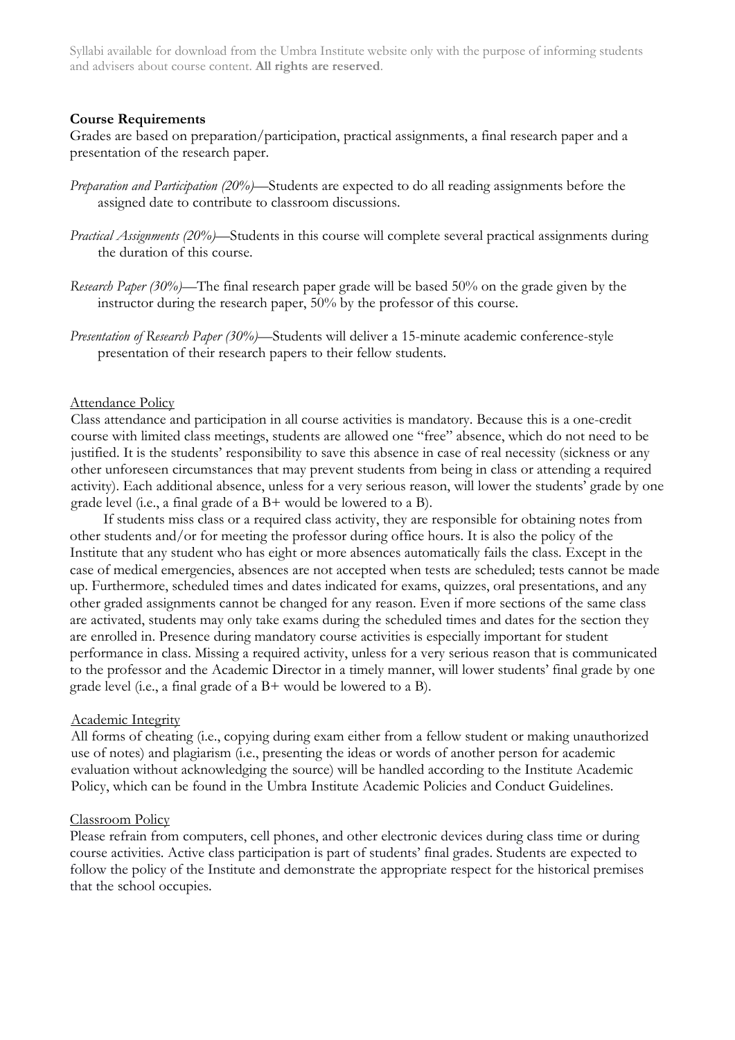**Course Requirements**

Grades are based on preparation/participation, practical assignments, a final research paper and a presentation of the research paper.

*Preparation and Participation (20%)*—Students are expected to do all reading assignments before the assigned date to contribute to classroom discussions.

*Practical Assignments (20%)*—Students in this course will complete several practical assignments during the duration of this course.

*Research Paper (30%)*—The final research paper grade will be based 50% on the grade given by the instructor during the research paper, 50% by the professor of this course.

*Presentation of Research Paper (30%)*—Students will deliver a 15-minute academic conference-style presentation of their research papers to their fellow students.

Attendance Policy

Class attendance and participation in all course activities is mandatory. Because this is a one-credit course with limited class meetings, students are allowed one "free" absence, which do not need to be justified. It is the students' responsibility to save this absence in case of real necessity (sickness or any other unforeseen circumstances that may prevent students from being in class or attending a required activity). Each additional absence, unless for a very serious reason, will lower the students' grade by one grade level (i.e., a final grade of a B+ would be lowered to a B).

If students miss class or a required class activity, they are responsible for obtaining notes from other students and/or for meeting the professor during office hours. It is also the policy of the Institute that any student who has eight or more absences automatically fails the class. Except in the case of medical emergencies, absences are not accepted when tests are scheduled; tests cannot be made up. Furthermore, scheduled times and dates indicated for exams, quizzes, oral presentations, and any other graded assignments cannot be changed for any reason. Even if more sections of the same class are activated, students may only take exams during the scheduled times and dates for the section they are enrolled in. Presence during mandatory course activities is especially important for student performance in class. Missing a required activity, unless for a very serious reason that is communicated to the professor and the Academic Director in a timely manner, will lower students' final grade by one grade level (i.e., a final grade of a B+ would be lowered to a B).

Academic Integrity

All forms of cheating (i.e., copying during exam either from a fellow student or making unauthorized use of notes) and plagiarism (i.e., presenting the ideas or words of another person for academic evaluation without acknowledging the source) will be handled according to the Institute Academic Policy, which can be found in the Umbra Institute Academic Policies and Conduct Guidelines.

Classroom Policy

Please refrain from computers, cell phones, and other electronic devices during class time or during course activities. Active class participation is part of students' final grades. Students are expected to follow the policy of the Institute and demonstrate the appropriate respect for the historical premises that the school occupies.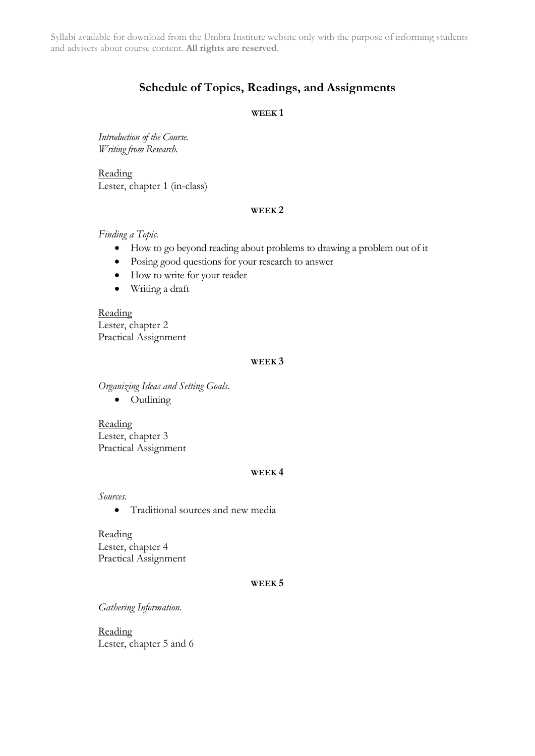Syllabi available for download from the Umbra Institute website only with the purpose of informing students and advisers about course content. **All rights are reserved**.

## Schedule of Topics, Readings, and Assignments

### WEEK 1

*Introduction of the Course.*
*Writing from Research.*

Reading
Lester, chapter 1 (in-class)

### WEEK 2

*Finding a Topic.*

- How to go beyond reading about problems to drawing a problem out of it
- Posing good questions for your research to answer
- How to write for your reader
- Writing a draft

Reading
Lester, chapter 2
Practical Assignment

### WEEK 3

*Organizing Ideas and Setting Goals.*

- Outlining

Reading
Lester, chapter 3
Practical Assignment

### WEEK 4

*Sources.*

- Traditional sources and new media

Reading
Lester, chapter 4
Practical Assignment

### WEEK 5

*Gathering Information.*

Reading
Lester, chapter 5 and 6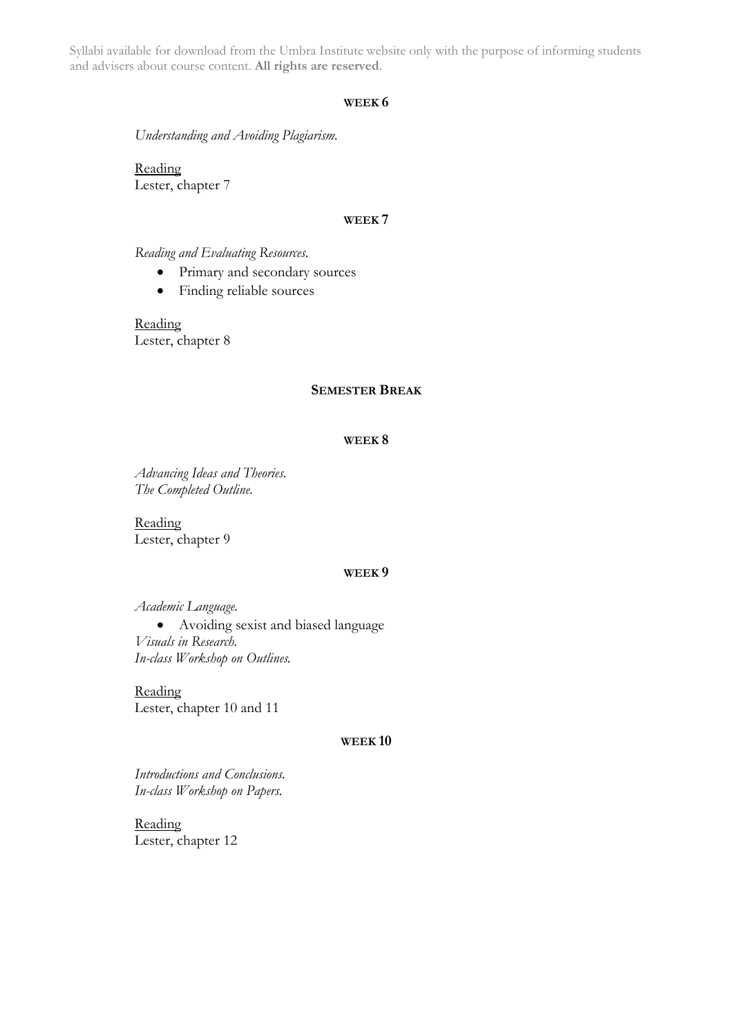#### WEEK 6

*Understanding and Avoiding Plagiarism.*

Reading
Lester, chapter 7

#### WEEK 7

*Reading and Evaluating Resources.*

- Primary and secondary sources
- Finding reliable sources

Reading
Lester, chapter 8

#### SEMESTER BREAK

#### WEEK 8

*Advancing Ideas and Theories.*
*The Completed Outline.*

Reading
Lester, chapter 9

#### WEEK 9

*Academic Language.*

- Avoiding sexist and biased language

*Visuals in Research.*
*In-class Workshop on Outlines.*

Reading
Lester, chapter 10 and 11

#### WEEK 10

*Introductions and Conclusions.*
*In-class Workshop on Papers.*

Reading
Lester, chapter 12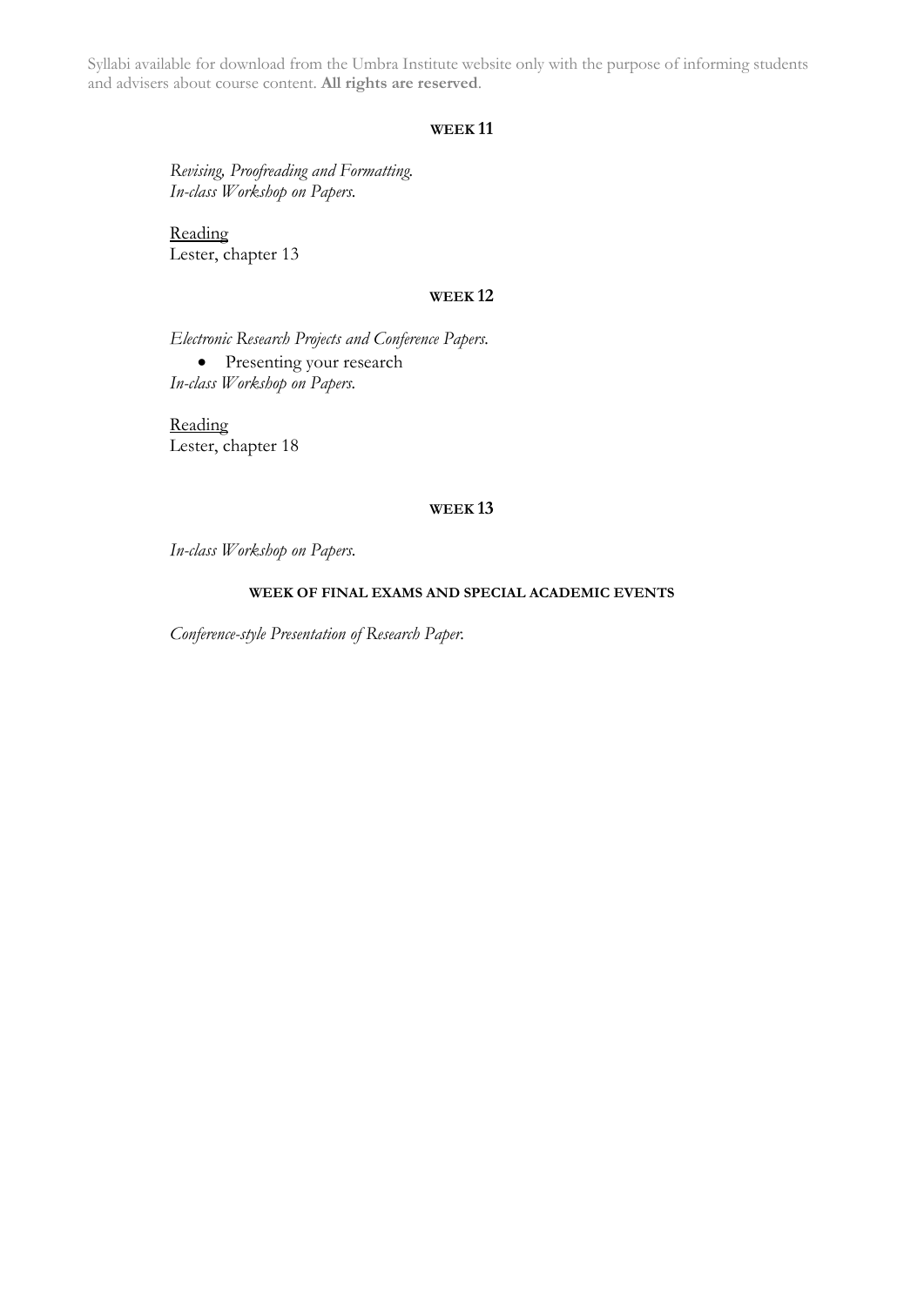**WEEK 11**

*Revising, Proofreading and Formatting.*
*In-class Workshop on Papers.*

<u>Reading</u>
Lester, chapter 13

**WEEK 12**

*Electronic Research Projects and Conference Papers.*

- Presenting your research

*In-class Workshop on Papers.*

<u>Reading</u>
Lester, chapter 18

**WEEK 13**

*In-class Workshop on Papers.*

**WEEK OF FINAL EXAMS AND SPECIAL ACADEMIC EVENTS**

*Conference-style Presentation of Research Paper.*